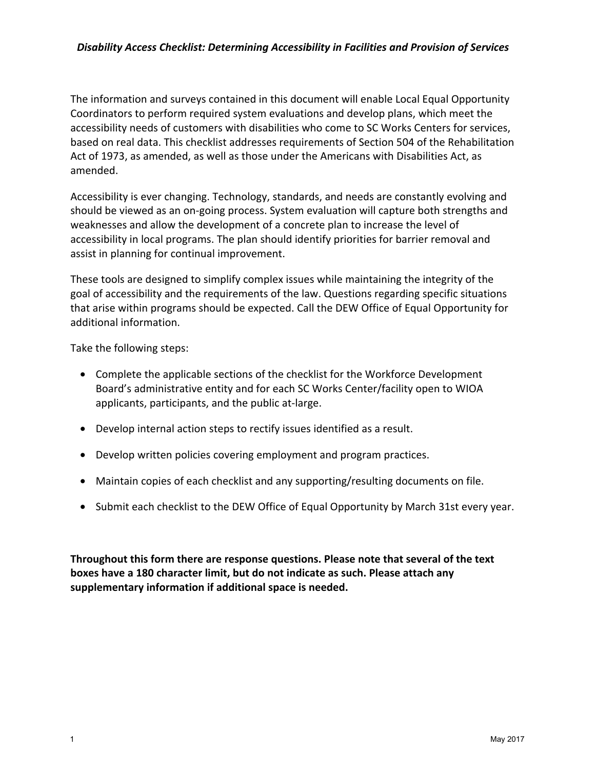***Disability Access Checklist: Determining Accessibility in Facilities and Provision of Services***

The information and surveys contained in this document will enable Local Equal Opportunity Coordinators to perform required system evaluations and develop plans, which meet the accessibility needs of customers with disabilities who come to SC Works Centers for services, based on real data. This checklist addresses requirements of Section 504 of the Rehabilitation Act of 1973, as amended, as well as those under the Americans with Disabilities Act, as amended.

Accessibility is ever changing. Technology, standards, and needs are constantly evolving and should be viewed as an on-going process. System evaluation will capture both strengths and weaknesses and allow the development of a concrete plan to increase the level of accessibility in local programs. The plan should identify priorities for barrier removal and assist in planning for continual improvement.

These tools are designed to simplify complex issues while maintaining the integrity of the goal of accessibility and the requirements of the law. Questions regarding specific situations that arise within programs should be expected. Call the DEW Office of Equal Opportunity for additional information.

Take the following steps:

- Complete the applicable sections of the checklist for the Workforce Development Board's administrative entity and for each SC Works Center/facility open to WIOA applicants, participants, and the public at-large.
- Develop internal action steps to rectify issues identified as a result.
- Develop written policies covering employment and program practices.
- Maintain copies of each checklist and any supporting/resulting documents on file.
- Submit each checklist to the DEW Office of Equal Opportunity by March 31st every year.

**Throughout this form there are response questions. Please note that several of the text boxes have a 180 character limit, but do not indicate as such. Please attach any supplementary information if additional space is needed.**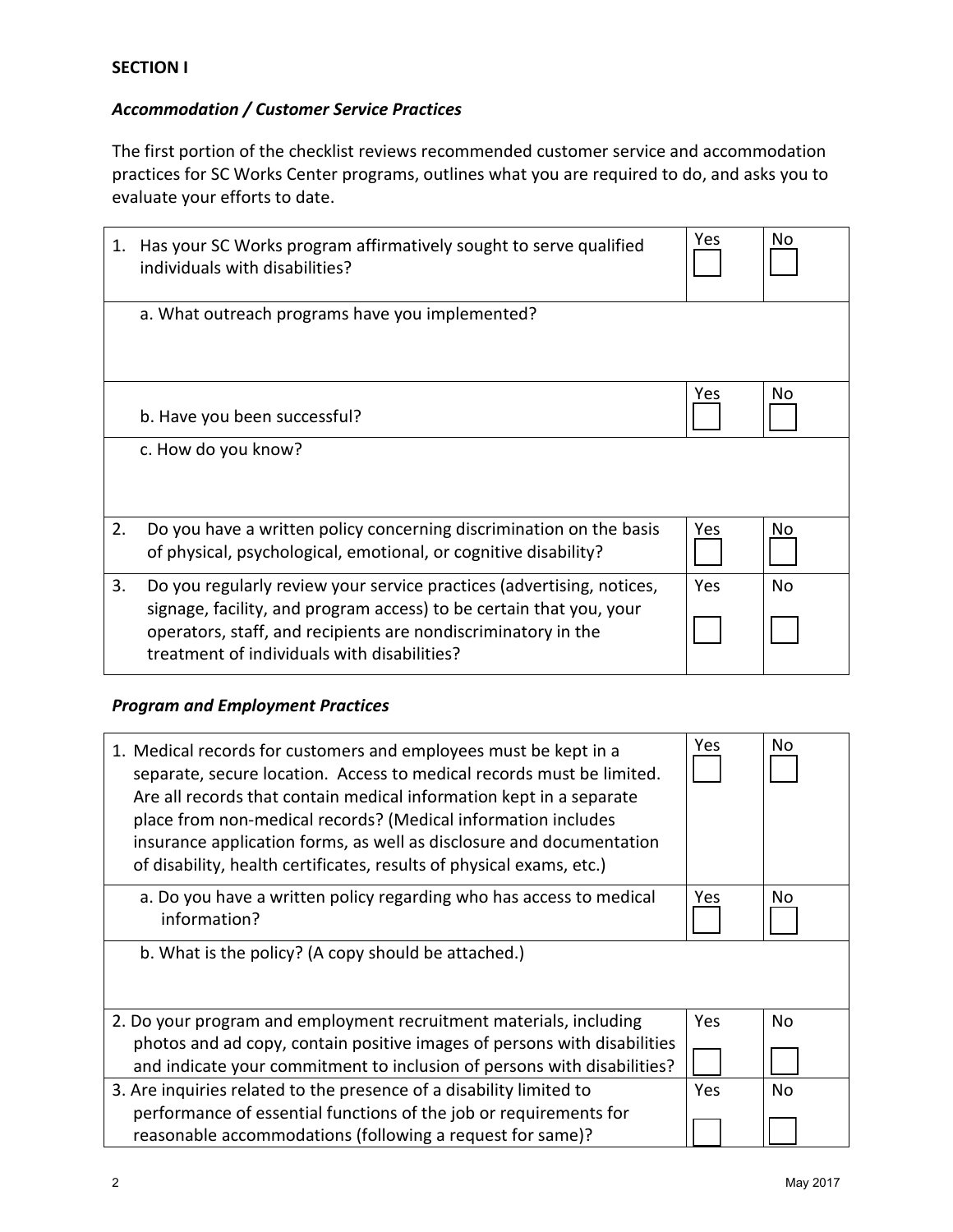**SECTION I**

***Accommodation / Customer Service Practices***

The first portion of the checklist reviews recommended customer service and accommodation practices for SC Works Center programs, outlines what you are required to do, and asks you to evaluate your efforts to date.

| | Yes | No |
|---|---|---|
| 1. Has your SC Works program affirmatively sought to serve qualified individuals with disabilities? | ☐ | ☐ |
| a. What outreach programs have you implemented? | | |
| b. Have you been successful? | ☐ | ☐ |
| c. How do you know? | | |
| 2. Do you have a written policy concerning discrimination on the basis of physical, psychological, emotional, or cognitive disability? | ☐ | ☐ |
| 3. Do you regularly review your service practices (advertising, notices, signage, facility, and program access) to be certain that you, your operators, staff, and recipients are nondiscriminatory in the treatment of individuals with disabilities? | ☐ | ☐ |

***Program and Employment Practices***

| | Yes | No |
|---|---|---|
| 1. Medical records for customers and employees must be kept in a separate, secure location. Access to medical records must be limited. Are all records that contain medical information kept in a separate place from non-medical records? (Medical information includes insurance application forms, as well as disclosure and documentation of disability, health certificates, results of physical exams, etc.) | ☐ | ☐ |
| a. Do you have a written policy regarding who has access to medical information? | ☐ | ☐ |
| b. What is the policy? (A copy should be attached.) | | |
| 2. Do your program and employment recruitment materials, including photos and ad copy, contain positive images of persons with disabilities and indicate your commitment to inclusion of persons with disabilities? | ☐ | ☐ |
| 3. Are inquiries related to the presence of a disability limited to performance of essential functions of the job or requirements for reasonable accommodations (following a request for same)? | ☐ | ☐ |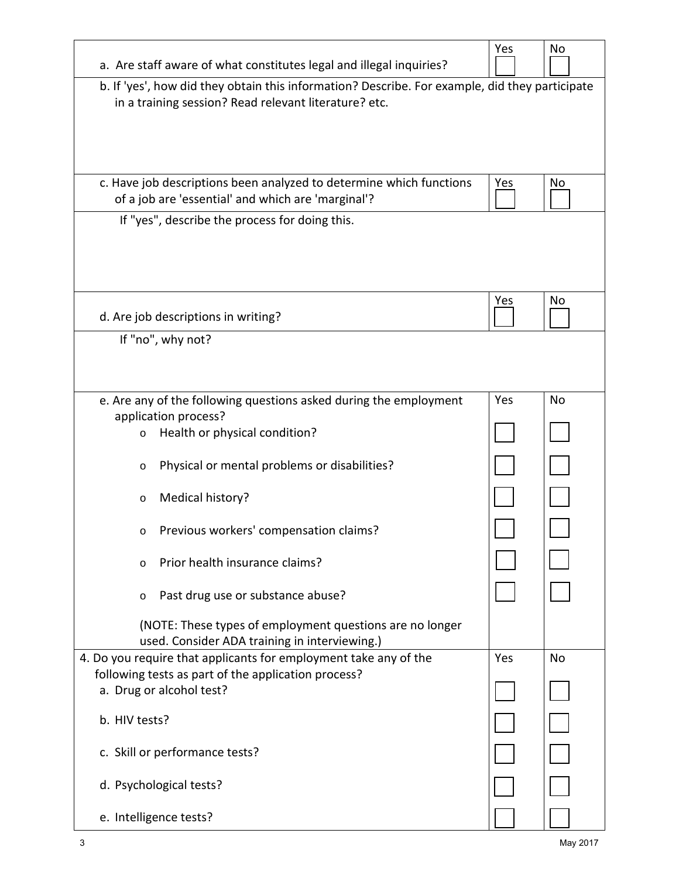| | Yes | No |
|---|---|---|
| a. Are staff aware of what constitutes legal and illegal inquiries? | ☐ | ☐ |
| b. If 'yes', how did they obtain this information? Describe. For example, did they participate in a training session? Read relevant literature? etc. | | |
| c. Have job descriptions been analyzed to determine which functions of a job are 'essential' and which are 'marginal'? | ☐ | ☐ |
| If "yes", describe the process for doing this. | | |
| d. Are job descriptions in writing? | ☐ | ☐ |
| If "no", why not? | | |
| e. Are any of the following questions asked during the employment application process? | | |
| o Health or physical condition? | ☐ | ☐ |
| o Physical or mental problems or disabilities? | ☐ | ☐ |
| o Medical history? | ☐ | ☐ |
| o Previous workers' compensation claims? | ☐ | ☐ |
| o Prior health insurance claims? | ☐ | ☐ |
| o Past drug use or substance abuse? | ☐ | ☐ |
| (NOTE: These types of employment questions are no longer used. Consider ADA training in interviewing.) | | |
| 4. Do you require that applicants for employment take any of the following tests as part of the application process? | | |
| a. Drug or alcohol test? | ☐ | ☐ |
| b. HIV tests? | ☐ | ☐ |
| c. Skill or performance tests? | ☐ | ☐ |
| d. Psychological tests? | ☐ | ☐ |
| e. Intelligence tests? | ☐ | ☐ |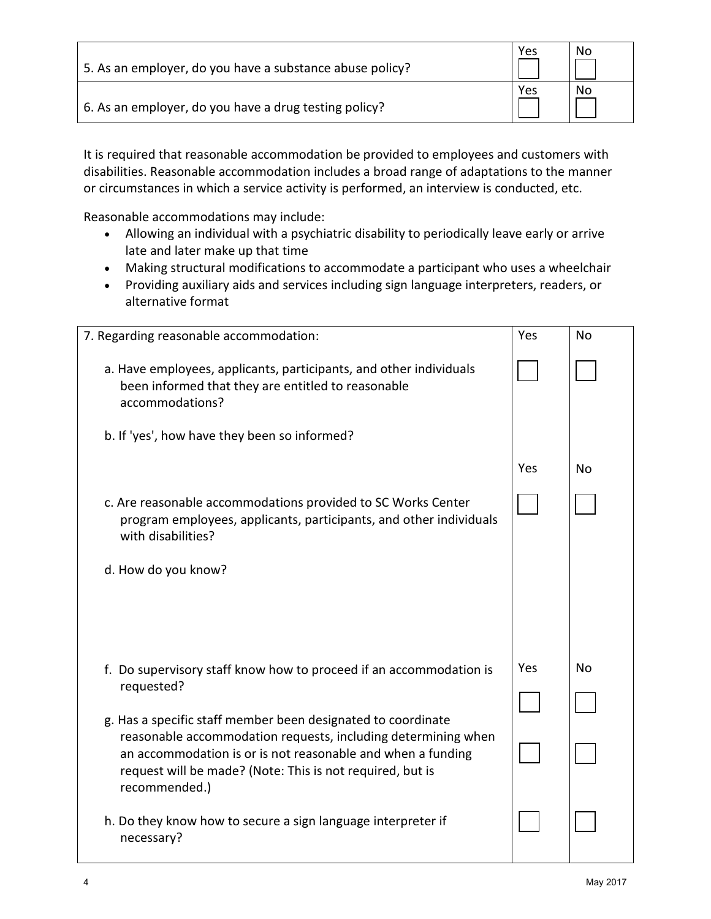| | Yes | No |
|---|---|---|
| 5. As an employer, do you have a substance abuse policy? | ☐ | ☐ |
| 6. As an employer, do you have a drug testing policy? | ☐ | ☐ |

It is required that reasonable accommodation be provided to employees and customers with disabilities. Reasonable accommodation includes a broad range of adaptations to the manner or circumstances in which a service activity is performed, an interview is conducted, etc.

Reasonable accommodations may include:

- Allowing an individual with a psychiatric disability to periodically leave early or arrive late and later make up that time
- Making structural modifications to accommodate a participant who uses a wheelchair
- Providing auxiliary aids and services including sign language interpreters, readers, or alternative format

| 7. Regarding reasonable accommodation: | Yes | No |
|---|---|---|
| a. Have employees, applicants, participants, and other individuals been informed that they are entitled to reasonable accommodations? | ☐ | ☐ |
| b. If 'yes', how have they been so informed? | | |
| | Yes | No |
| c. Are reasonable accommodations provided to SC Works Center program employees, applicants, participants, and other individuals with disabilities? | ☐ | ☐ |
| d. How do you know? | | |
| | Yes | No |
| f. Do supervisory staff know how to proceed if an accommodation is requested? | ☐ | ☐ |
| g. Has a specific staff member been designated to coordinate reasonable accommodation requests, including determining when an accommodation is or is not reasonable and when a funding request will be made? (Note: This is not required, but is recommended.) | ☐ | ☐ |
| h. Do they know how to secure a sign language interpreter if necessary? | ☐ | ☐ |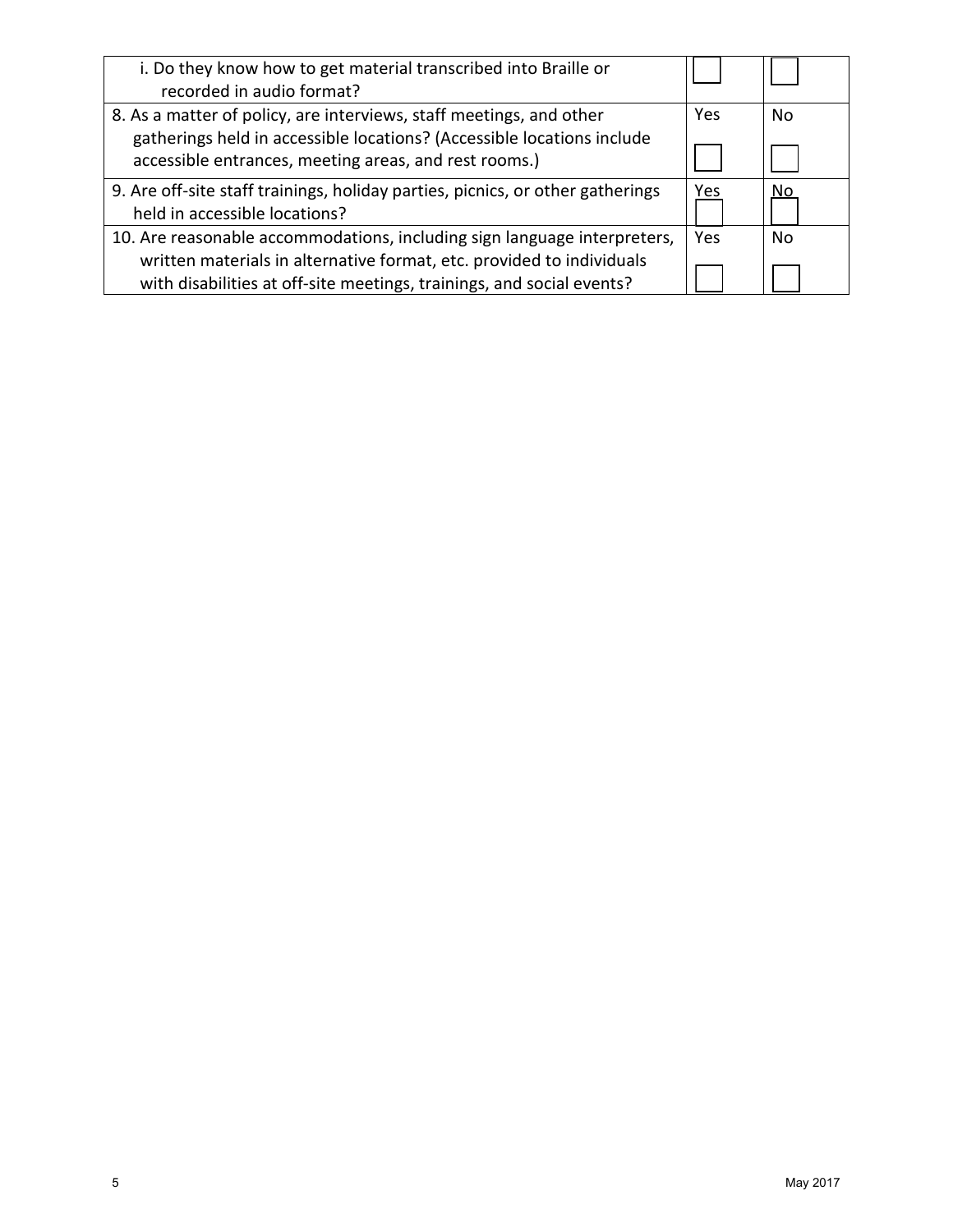| | | |
|---|---|---|
| i. Do they know how to get material transcribed into Braille or recorded in audio format? | ☐ | ☐ |
| 8. As a matter of policy, are interviews, staff meetings, and other gatherings held in accessible locations? (Accessible locations include accessible entrances, meeting areas, and rest rooms.) | Yes ☐ | No ☐ |
| 9. Are off-site staff trainings, holiday parties, picnics, or other gatherings held in accessible locations? | Yes ☐ | No ☐ |
| 10. Are reasonable accommodations, including sign language interpreters, written materials in alternative format, etc. provided to individuals with disabilities at off-site meetings, trainings, and social events? | Yes ☐ | No ☐ |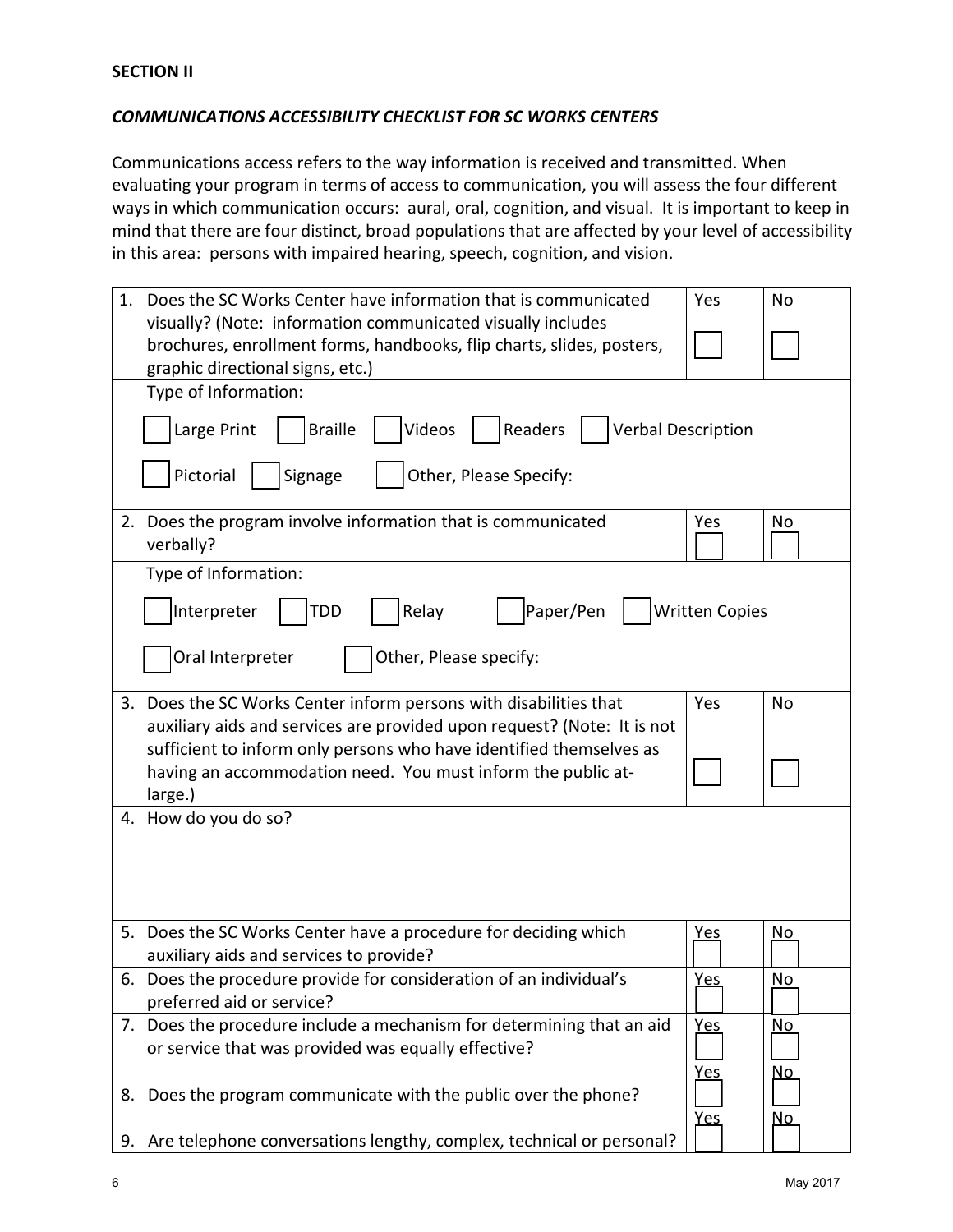**SECTION II**

***COMMUNICATIONS ACCESSIBILITY CHECKLIST FOR SC WORKS CENTERS***

Communications access refers to the way information is received and transmitted. When evaluating your program in terms of access to communication, you will assess the four different ways in which communication occurs: aural, oral, cognition, and visual. It is important to keep in mind that there are four distinct, broad populations that are affected by your level of accessibility in this area: persons with impaired hearing, speech, cognition, and vision.

| Question | Yes | No |
|---|---|---|
| 1. Does the SC Works Center have information that is communicated visually? (Note: information communicated visually includes brochures, enrollment forms, handbooks, flip charts, slides, posters, graphic directional signs, etc.) | ☐ | ☐ |
| Type of Information: ☐ Large Print ☐ Braille ☐ Videos ☐ Readers ☐ Verbal Description ☐ Pictorial ☐ Signage ☐ Other, Please Specify: | | |
| 2. Does the program involve information that is communicated verbally? | ☐ | ☐ |
| Type of Information: ☐ Interpreter ☐ TDD ☐ Relay ☐ Paper/Pen ☐ Written Copies ☐ Oral Interpreter ☐ Other, Please specify: | | |
| 3. Does the SC Works Center inform persons with disabilities that auxiliary aids and services are provided upon request? (Note: It is not sufficient to inform only persons who have identified themselves as having an accommodation need. You must inform the public at-large.) | ☐ | ☐ |
| 4. How do you do so? | | |
| 5. Does the SC Works Center have a procedure for deciding which auxiliary aids and services to provide? | ☐ | ☐ |
| 6. Does the procedure provide for consideration of an individual's preferred aid or service? | ☐ | ☐ |
| 7. Does the procedure include a mechanism for determining that an aid or service that was provided was equally effective? | ☐ | ☐ |
| 8. Does the program communicate with the public over the phone? | ☐ | ☐ |
| 9. Are telephone conversations lengthy, complex, technical or personal? | ☐ | ☐ |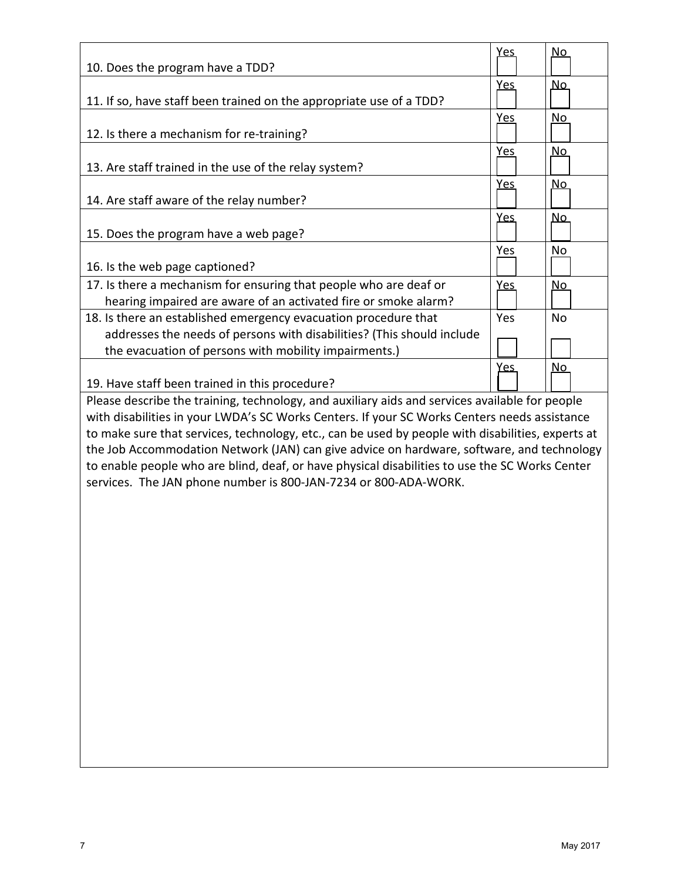| Question | Yes | No |
|---|---|---|
| 10. Does the program have a TDD? | ☐ | ☐ |
| 11. If so, have staff been trained on the appropriate use of a TDD? | ☐ | ☐ |
| 12. Is there a mechanism for re-training? | ☐ | ☐ |
| 13. Are staff trained in the use of the relay system? | ☐ | ☐ |
| 14. Are staff aware of the relay number? | ☐ | ☐ |
| 15. Does the program have a web page? | ☐ | ☐ |
| 16. Is the web page captioned? | ☐ | ☐ |
| 17. Is there a mechanism for ensuring that people who are deaf or hearing impaired are aware of an activated fire or smoke alarm? | ☐ | ☐ |
| 18. Is there an established emergency evacuation procedure that addresses the needs of persons with disabilities? (This should include the evacuation of persons with mobility impairments.) | ☐ | ☐ |
| 19. Have staff been trained in this procedure? | ☐ | ☐ |

Please describe the training, technology, and auxiliary aids and services available for people with disabilities in your LWDA's SC Works Centers. If your SC Works Centers needs assistance to make sure that services, technology, etc., can be used by people with disabilities, experts at the Job Accommodation Network (JAN) can give advice on hardware, software, and technology to enable people who are blind, deaf, or have physical disabilities to use the SC Works Center services. The JAN phone number is 800-JAN-7234 or 800-ADA-WORK.

May 2017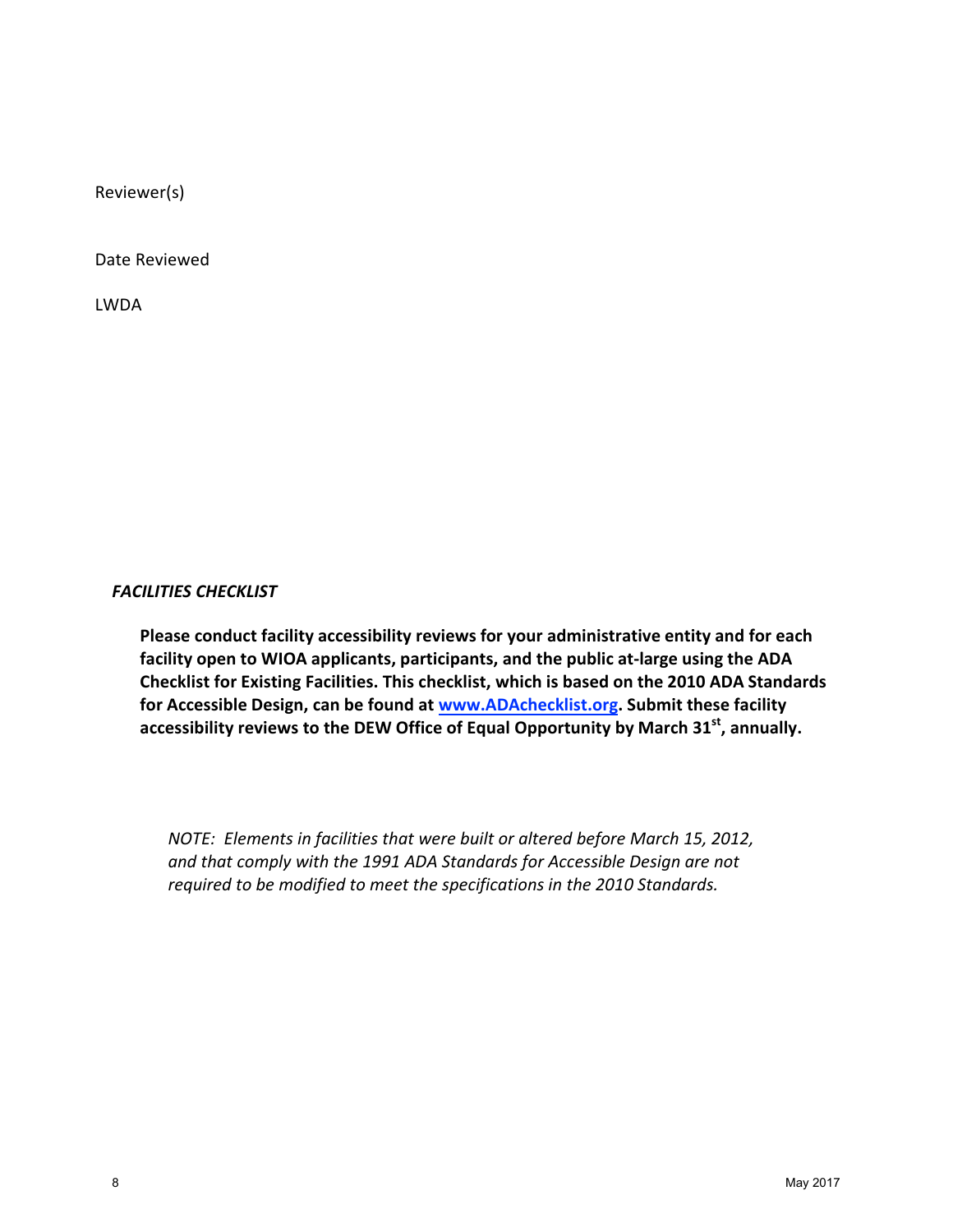Reviewer(s)

Date Reviewed

LWDA

***FACILITIES CHECKLIST***

**Please conduct facility accessibility reviews for your administrative entity and for each facility open to WIOA applicants, participants, and the public at-large using the ADA Checklist for Existing Facilities. This checklist, which is based on the 2010 ADA Standards for Accessible Design, can be found at [www.ADAchecklist.org](http://www.ADAchecklist.org). Submit these facility accessibility reviews to the DEW Office of Equal Opportunity by March 31st, annually.**

*NOTE: Elements in facilities that were built or altered before March 15, 2012, and that comply with the 1991 ADA Standards for Accessible Design are not required to be modified to meet the specifications in the 2010 Standards.*